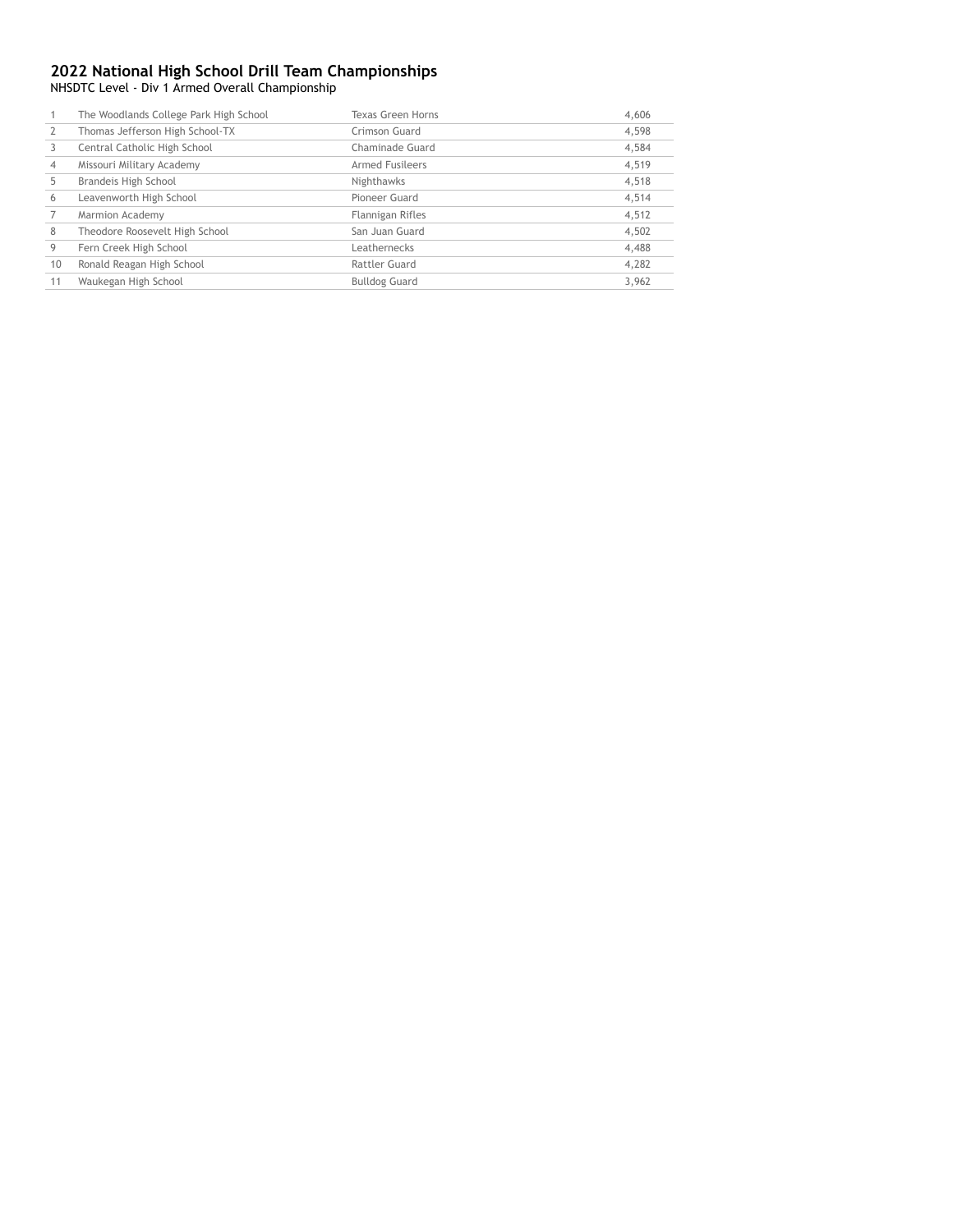## 2022 National High School Drill Team Championships

NHSDTC Level - Div 1 Armed Overall Championship

| | | | |
|---|---|---|---|
| 1 | The Woodlands College Park High School | Texas Green Horns | 4,606 |
| 2 | Thomas Jefferson High School-TX | Crimson Guard | 4,598 |
| 3 | Central Catholic High School | Chaminade Guard | 4,584 |
| 4 | Missouri Military Academy | Armed Fusileers | 4,519 |
| 5 | Brandeis High School | Nighthawks | 4,518 |
| 6 | Leavenworth High School | Pioneer Guard | 4,514 |
| 7 | Marmion Academy | Flannigan Rifles | 4,512 |
| 8 | Theodore Roosevelt High School | San Juan Guard | 4,502 |
| 9 | Fern Creek High School | Leathernecks | 4,488 |
| 10 | Ronald Reagan High School | Rattler Guard | 4,282 |
| 11 | Waukegan High School | Bulldog Guard | 3,962 |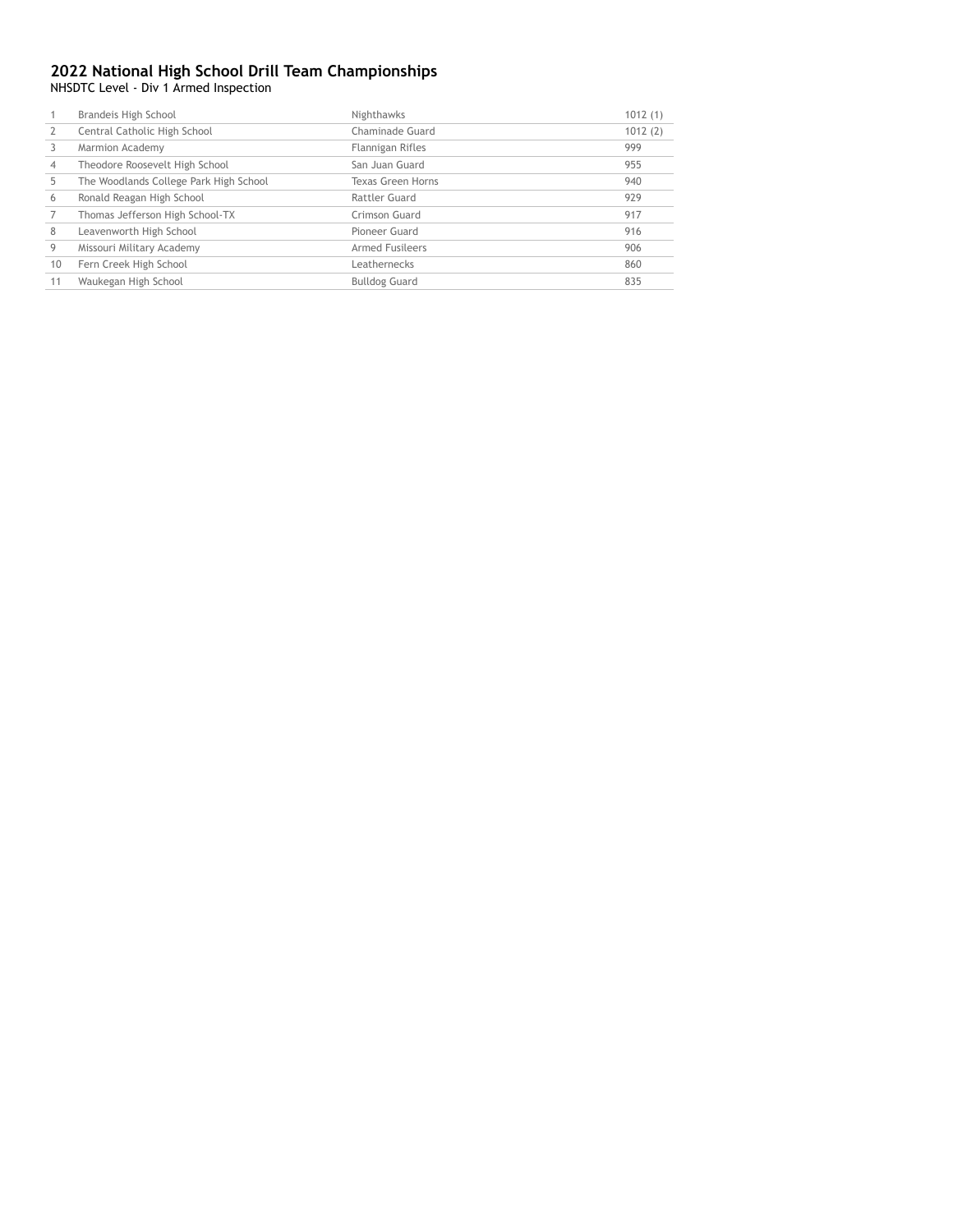## 2022 National High School Drill Team Championships

NHSDTC Level - Div 1 Armed Inspection

| | | | |
|---|---|---|---|
| 1 | Brandeis High School | Nighthawks | 1012 (1) |
| 2 | Central Catholic High School | Chaminade Guard | 1012 (2) |
| 3 | Marmion Academy | Flannigan Rifles | 999 |
| 4 | Theodore Roosevelt High School | San Juan Guard | 955 |
| 5 | The Woodlands College Park High School | Texas Green Horns | 940 |
| 6 | Ronald Reagan High School | Rattler Guard | 929 |
| 7 | Thomas Jefferson High School-TX | Crimson Guard | 917 |
| 8 | Leavenworth High School | Pioneer Guard | 916 |
| 9 | Missouri Military Academy | Armed Fusileers | 906 |
| 10 | Fern Creek High School | Leathernecks | 860 |
| 11 | Waukegan High School | Bulldog Guard | 835 |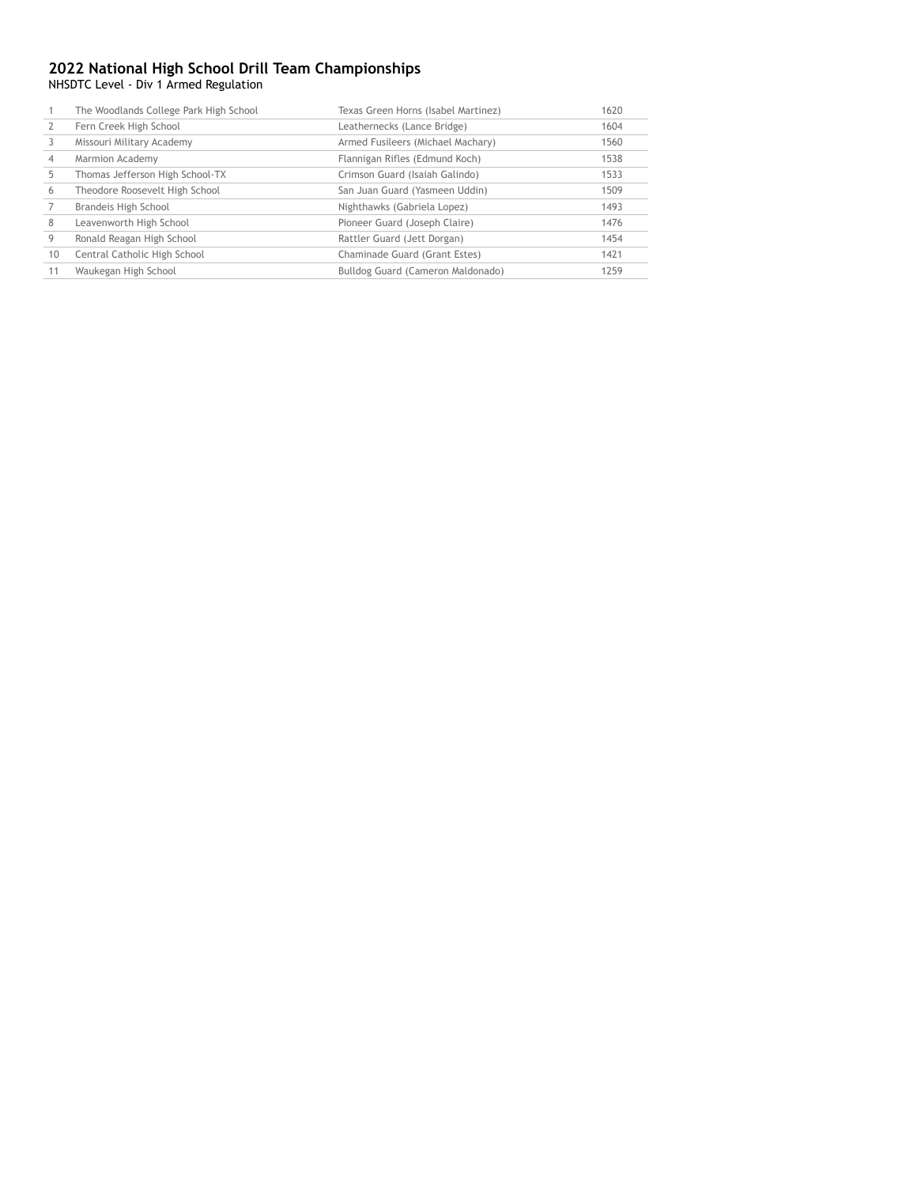## 2022 National High School Drill Team Championships

NHSDTC Level - Div 1 Armed Regulation

| | | | |
|---|---|---|---|
| 1 | The Woodlands College Park High School | Texas Green Horns (Isabel Martinez) | 1620 |
| 2 | Fern Creek High School | Leathernecks (Lance Bridge) | 1604 |
| 3 | Missouri Military Academy | Armed Fusileers (Michael Machary) | 1560 |
| 4 | Marmion Academy | Flannigan Rifles (Edmund Koch) | 1538 |
| 5 | Thomas Jefferson High School-TX | Crimson Guard (Isaiah Galindo) | 1533 |
| 6 | Theodore Roosevelt High School | San Juan Guard (Yasmeen Uddin) | 1509 |
| 7 | Brandeis High School | Nighthawks (Gabriela Lopez) | 1493 |
| 8 | Leavenworth High School | Pioneer Guard (Joseph Claire) | 1476 |
| 9 | Ronald Reagan High School | Rattler Guard (Jett Dorgan) | 1454 |
| 10 | Central Catholic High School | Chaminade Guard (Grant Estes) | 1421 |
| 11 | Waukegan High School | Bulldog Guard (Cameron Maldonado) | 1259 |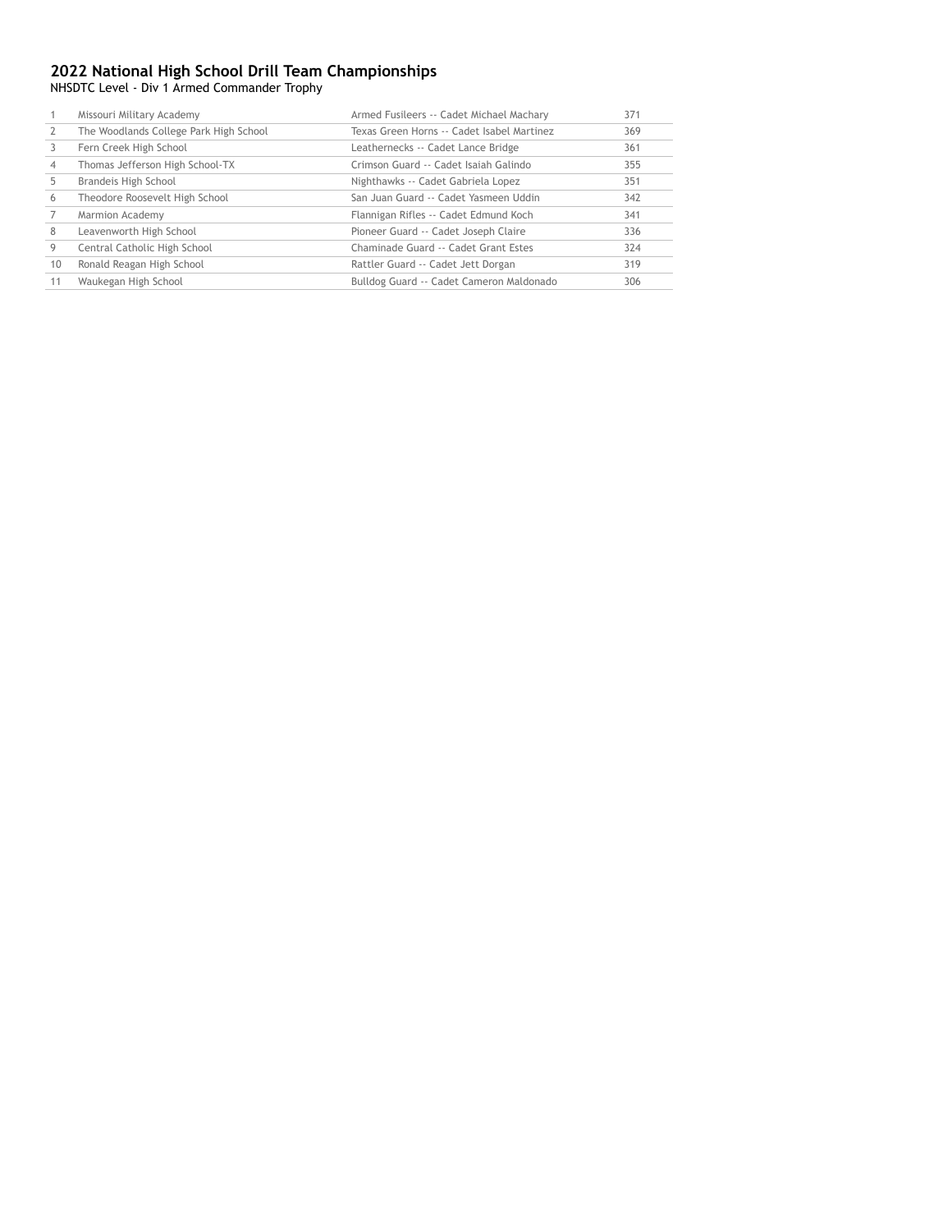# 2022 National High School Drill Team Championships

NHSDTC Level - Div 1 Armed Commander Trophy

| | | | |
|---|---|---|---|
| 1 | Missouri Military Academy | Armed Fusileers -- Cadet Michael Machary | 371 |
| 2 | The Woodlands College Park High School | Texas Green Horns -- Cadet Isabel Martinez | 369 |
| 3 | Fern Creek High School | Leathernecks -- Cadet Lance Bridge | 361 |
| 4 | Thomas Jefferson High School-TX | Crimson Guard -- Cadet Isaiah Galindo | 355 |
| 5 | Brandeis High School | Nighthawks -- Cadet Gabriela Lopez | 351 |
| 6 | Theodore Roosevelt High School | San Juan Guard -- Cadet Yasmeen Uddin | 342 |
| 7 | Marmion Academy | Flannigan Rifles -- Cadet Edmund Koch | 341 |
| 8 | Leavenworth High School | Pioneer Guard -- Cadet Joseph Claire | 336 |
| 9 | Central Catholic High School | Chaminade Guard -- Cadet Grant Estes | 324 |
| 10 | Ronald Reagan High School | Rattler Guard -- Cadet Jett Dorgan | 319 |
| 11 | Waukegan High School | Bulldog Guard -- Cadet Cameron Maldonado | 306 |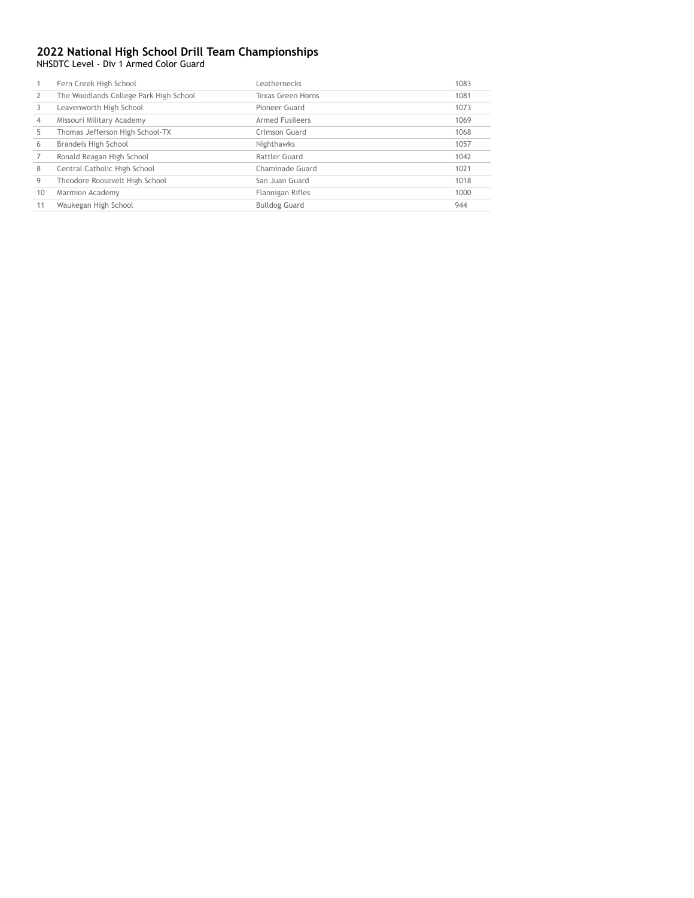## 2022 National High School Drill Team Championships

NHSDTC Level - Div 1 Armed Color Guard

| | | | |
|---|---|---|---|
| 1 | Fern Creek High School | Leathernecks | 1083 |
| 2 | The Woodlands College Park High School | Texas Green Horns | 1081 |
| 3 | Leavenworth High School | Pioneer Guard | 1073 |
| 4 | Missouri Military Academy | Armed Fusileers | 1069 |
| 5 | Thomas Jefferson High School-TX | Crimson Guard | 1068 |
| 6 | Brandeis High School | Nighthawks | 1057 |
| 7 | Ronald Reagan High School | Rattler Guard | 1042 |
| 8 | Central Catholic High School | Chaminade Guard | 1021 |
| 9 | Theodore Roosevelt High School | San Juan Guard | 1018 |
| 10 | Marmion Academy | Flannigan Rifles | 1000 |
| 11 | Waukegan High School | Bulldog Guard | 944 |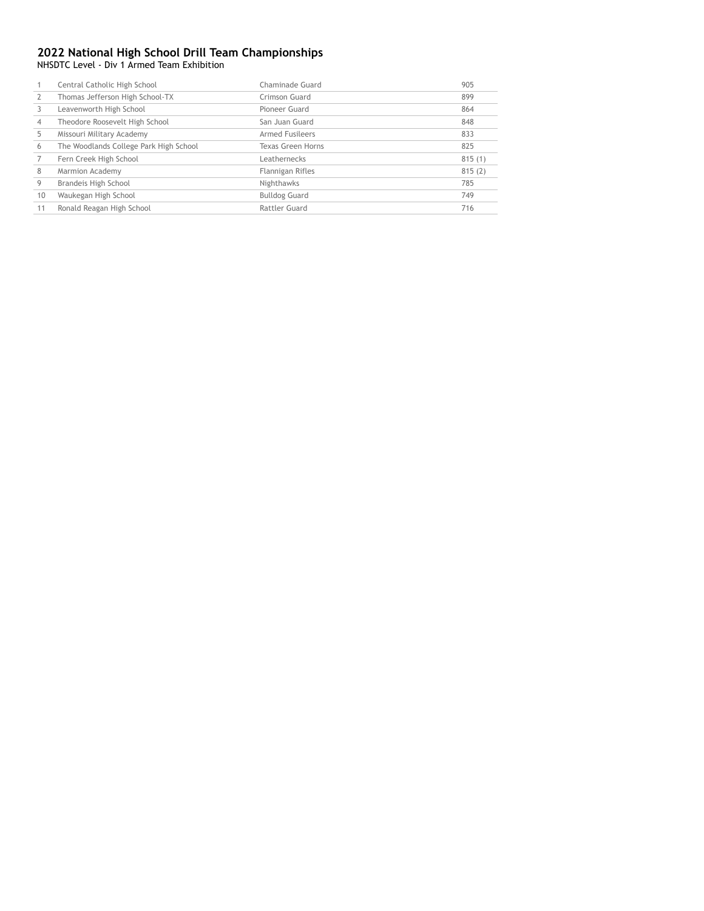## 2022 National High School Drill Team Championships

NHSDTC Level - Div 1 Armed Team Exhibition

| | | | |
|---|---|---|---|
| 1 | Central Catholic High School | Chaminade Guard | 905 |
| 2 | Thomas Jefferson High School-TX | Crimson Guard | 899 |
| 3 | Leavenworth High School | Pioneer Guard | 864 |
| 4 | Theodore Roosevelt High School | San Juan Guard | 848 |
| 5 | Missouri Military Academy | Armed Fusileers | 833 |
| 6 | The Woodlands College Park High School | Texas Green Horns | 825 |
| 7 | Fern Creek High School | Leathernecks | 815 (1) |
| 8 | Marmion Academy | Flannigan Rifles | 815 (2) |
| 9 | Brandeis High School | Nighthawks | 785 |
| 10 | Waukegan High School | Bulldog Guard | 749 |
| 11 | Ronald Reagan High School | Rattler Guard | 716 |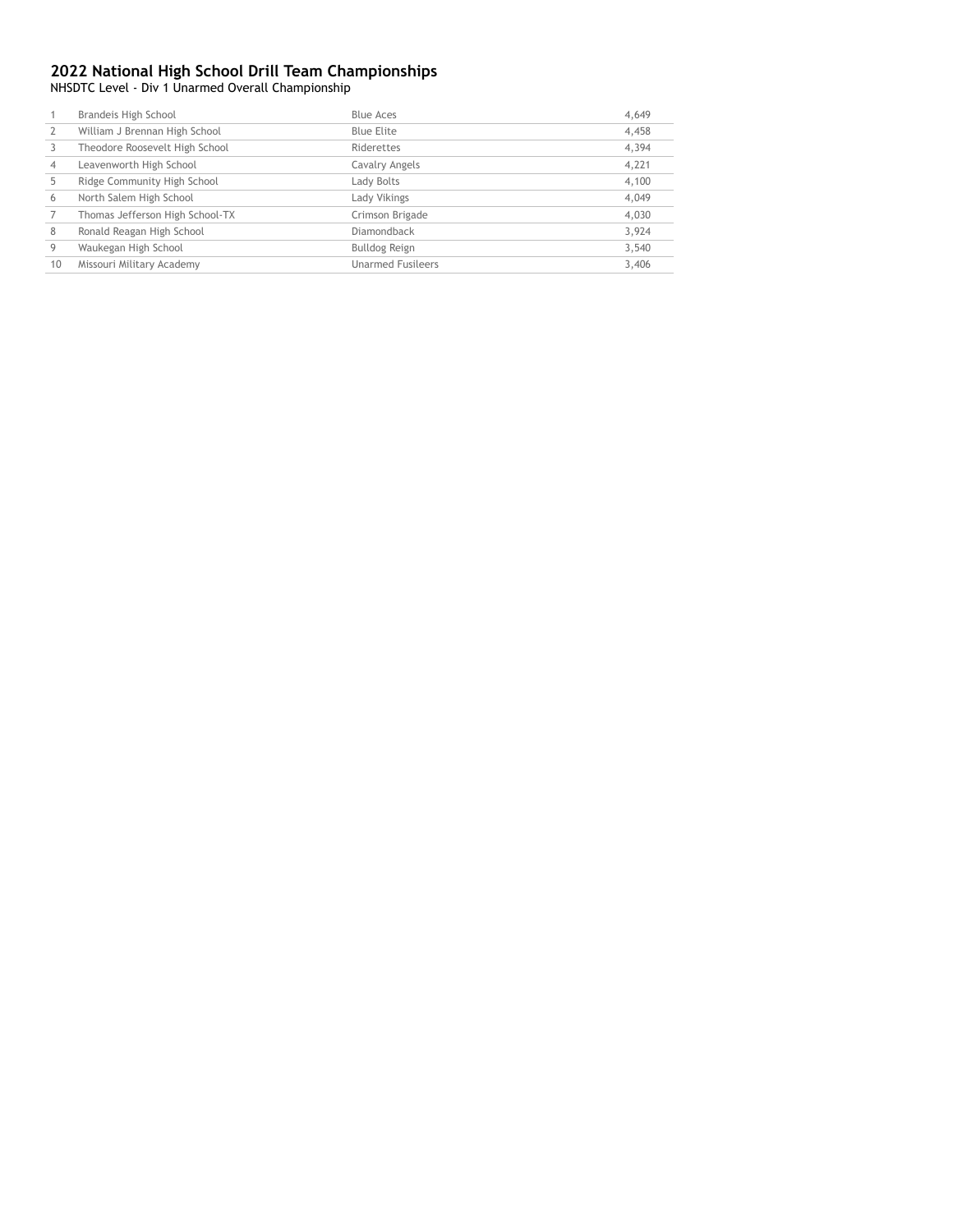## 2022 National High School Drill Team Championships

NHSDTC Level - Div 1 Unarmed Overall Championship

| | | | |
|---|---|---|---|
| 1 | Brandeis High School | Blue Aces | 4,649 |
| 2 | William J Brennan High School | Blue Elite | 4,458 |
| 3 | Theodore Roosevelt High School | Riderettes | 4,394 |
| 4 | Leavenworth High School | Cavalry Angels | 4,221 |
| 5 | Ridge Community High School | Lady Bolts | 4,100 |
| 6 | North Salem High School | Lady Vikings | 4,049 |
| 7 | Thomas Jefferson High School-TX | Crimson Brigade | 4,030 |
| 8 | Ronald Reagan High School | Diamondback | 3,924 |
| 9 | Waukegan High School | Bulldog Reign | 3,540 |
| 10 | Missouri Military Academy | Unarmed Fusileers | 3,406 |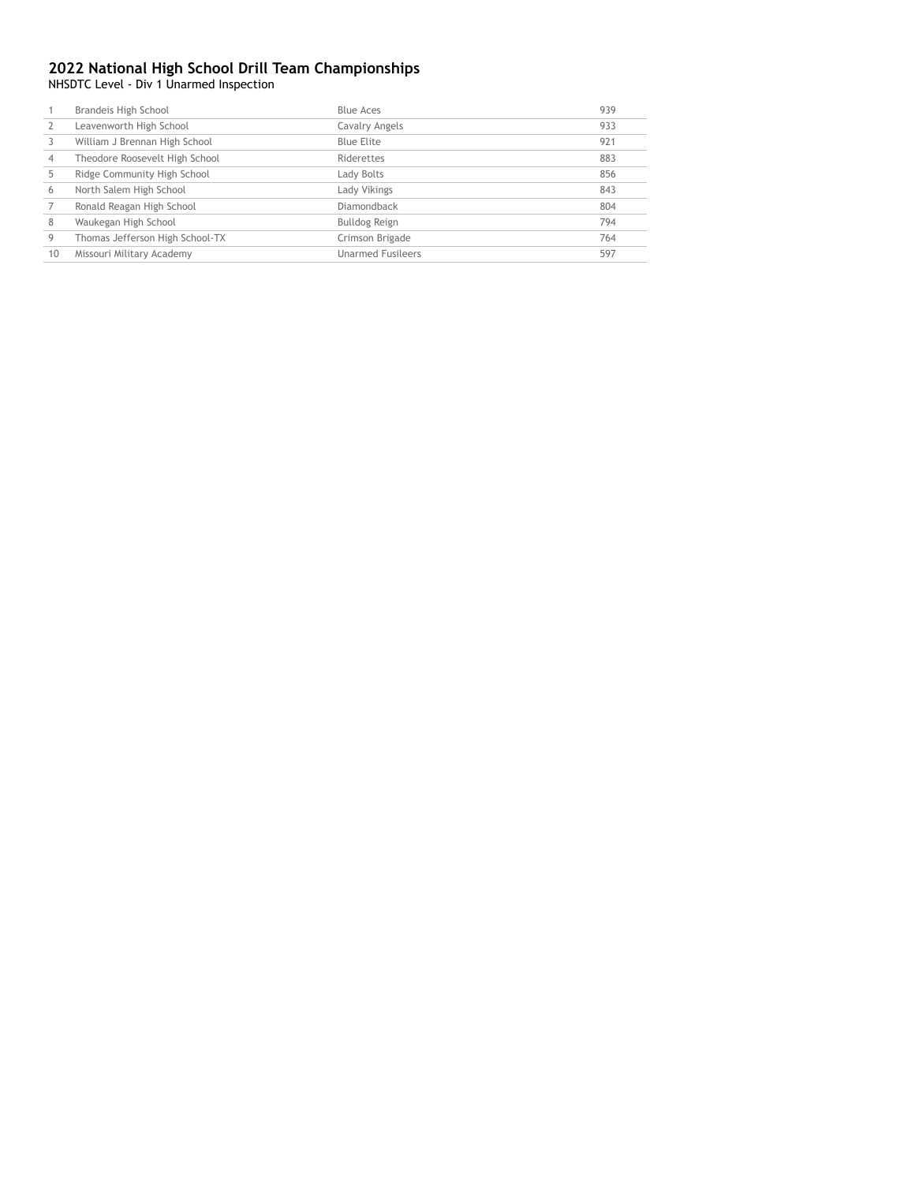## 2022 National High School Drill Team Championships

NHSDTC Level - Div 1 Unarmed Inspection

| | | | |
|---|---|---|---|
| 1 | Brandeis High School | Blue Aces | 939 |
| 2 | Leavenworth High School | Cavalry Angels | 933 |
| 3 | William J Brennan High School | Blue Elite | 921 |
| 4 | Theodore Roosevelt High School | Riderettes | 883 |
| 5 | Ridge Community High School | Lady Bolts | 856 |
| 6 | North Salem High School | Lady Vikings | 843 |
| 7 | Ronald Reagan High School | Diamondback | 804 |
| 8 | Waukegan High School | Bulldog Reign | 794 |
| 9 | Thomas Jefferson High School-TX | Crimson Brigade | 764 |
| 10 | Missouri Military Academy | Unarmed Fusileers | 597 |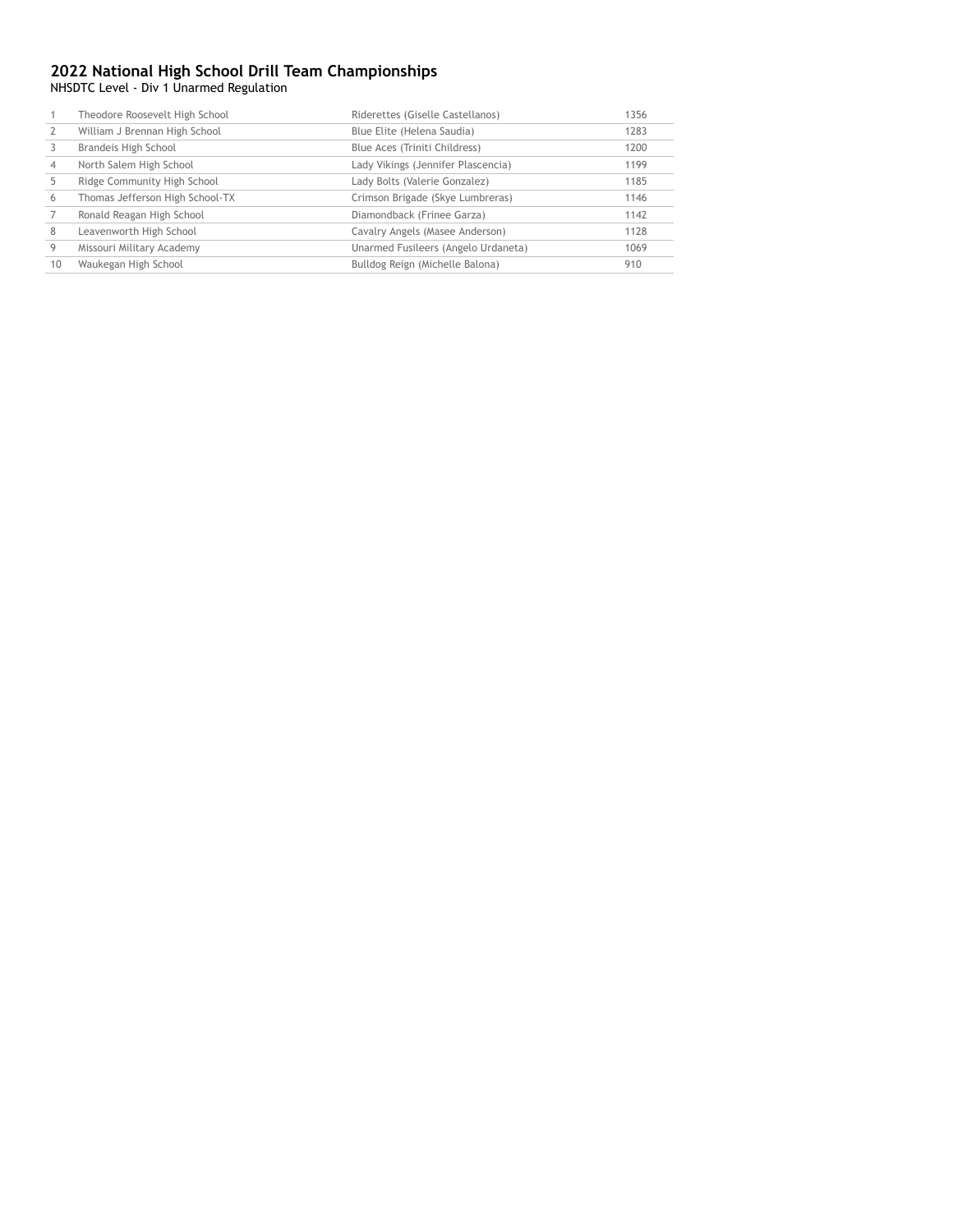## 2022 National High School Drill Team Championships

NHSDTC Level - Div 1 Unarmed Regulation

| | | | |
|---|---|---|---|
| 1 | Theodore Roosevelt High School | Riderettes (Giselle Castellanos) | 1356 |
| 2 | William J Brennan High School | Blue Elite (Helena Saudia) | 1283 |
| 3 | Brandeis High School | Blue Aces (Triniti Childress) | 1200 |
| 4 | North Salem High School | Lady Vikings (Jennifer Plascencia) | 1199 |
| 5 | Ridge Community High School | Lady Bolts (Valerie Gonzalez) | 1185 |
| 6 | Thomas Jefferson High School-TX | Crimson Brigade (Skye Lumbreras) | 1146 |
| 7 | Ronald Reagan High School | Diamondback (Frinee Garza) | 1142 |
| 8 | Leavenworth High School | Cavalry Angels (Masee Anderson) | 1128 |
| 9 | Missouri Military Academy | Unarmed Fusileers (Angelo Urdaneta) | 1069 |
| 10 | Waukegan High School | Bulldog Reign (Michelle Balona) | 910 |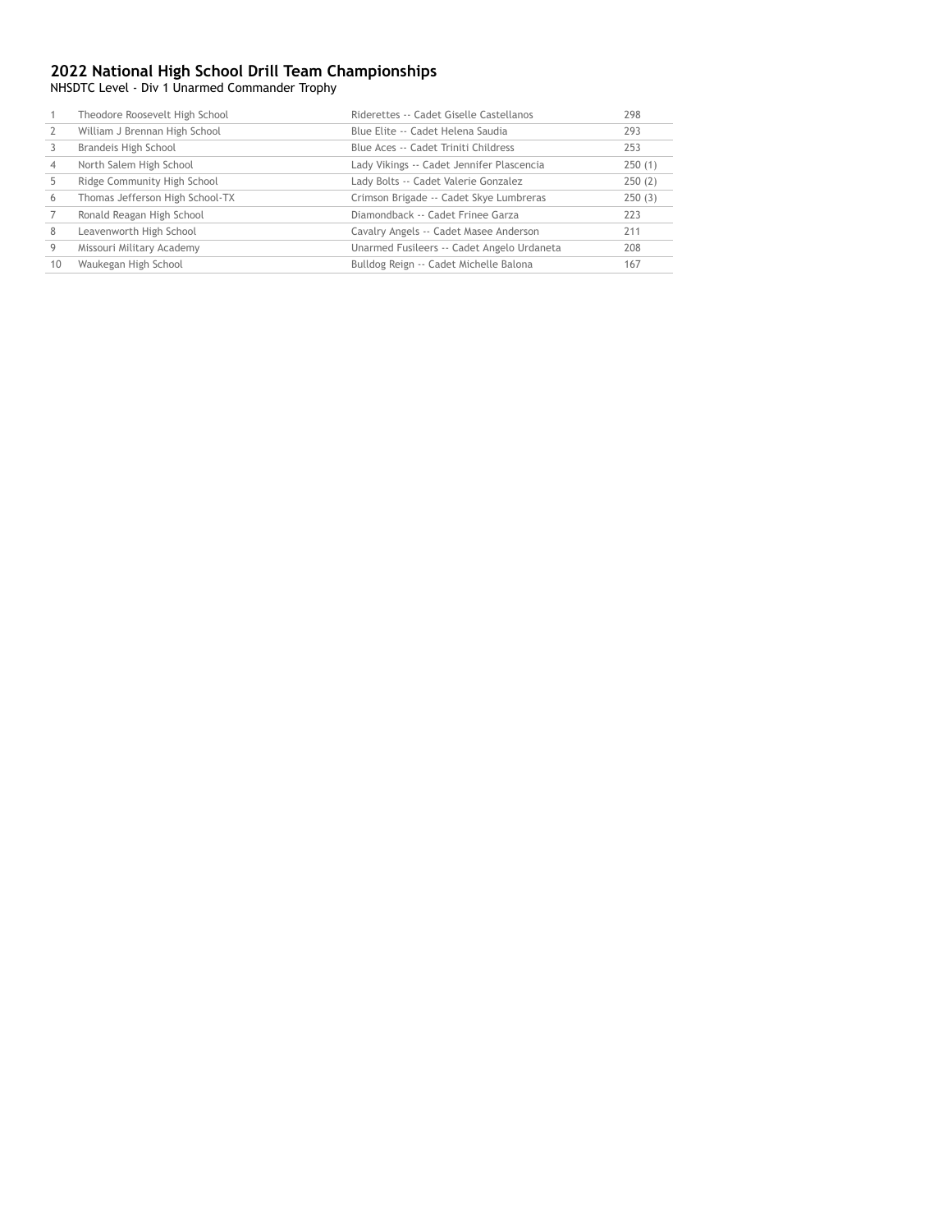# 2022 National High School Drill Team Championships

NHSDTC Level - Div 1 Unarmed Commander Trophy

| | | | |
|---|---|---|---|
| 1 | Theodore Roosevelt High School | Riderettes -- Cadet Giselle Castellanos | 298 |
| 2 | William J Brennan High School | Blue Elite -- Cadet Helena Saudia | 293 |
| 3 | Brandeis High School | Blue Aces -- Cadet Triniti Childress | 253 |
| 4 | North Salem High School | Lady Vikings -- Cadet Jennifer Plascencia | 250 (1) |
| 5 | Ridge Community High School | Lady Bolts -- Cadet Valerie Gonzalez | 250 (2) |
| 6 | Thomas Jefferson High School-TX | Crimson Brigade -- Cadet Skye Lumbreras | 250 (3) |
| 7 | Ronald Reagan High School | Diamondback -- Cadet Frinee Garza | 223 |
| 8 | Leavenworth High School | Cavalry Angels -- Cadet Masee Anderson | 211 |
| 9 | Missouri Military Academy | Unarmed Fusileers -- Cadet Angelo Urdaneta | 208 |
| 10 | Waukegan High School | Bulldog Reign -- Cadet Michelle Balona | 167 |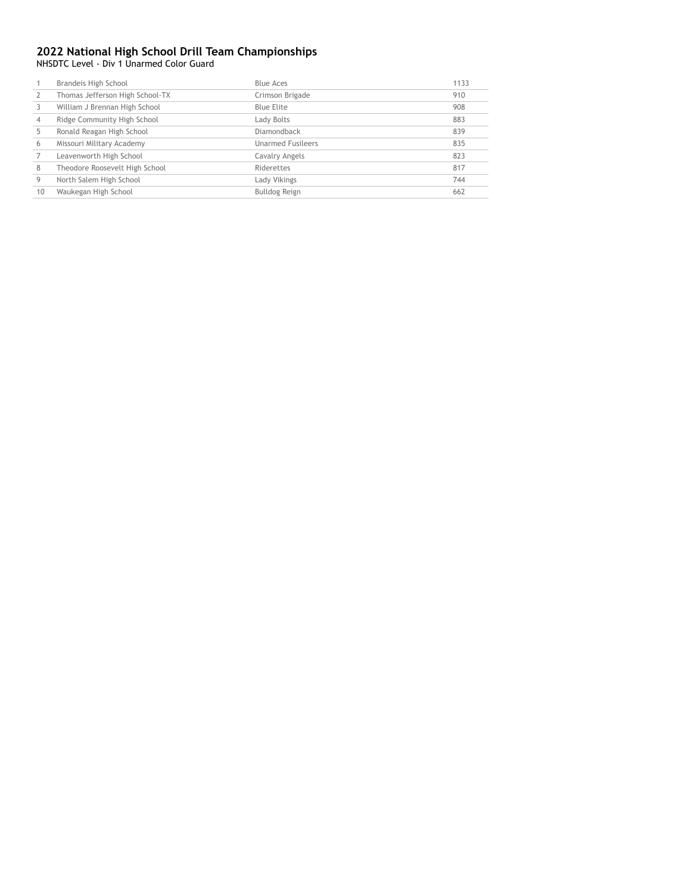## 2022 National High School Drill Team Championships

NHSDTC Level - Div 1 Unarmed Color Guard

| | | | |
|---|---|---|---|
| 1 | Brandeis High School | Blue Aces | 1133 |
| 2 | Thomas Jefferson High School-TX | Crimson Brigade | 910 |
| 3 | William J Brennan High School | Blue Elite | 908 |
| 4 | Ridge Community High School | Lady Bolts | 883 |
| 5 | Ronald Reagan High School | Diamondback | 839 |
| 6 | Missouri Military Academy | Unarmed Fusileers | 835 |
| 7 | Leavenworth High School | Cavalry Angels | 823 |
| 8 | Theodore Roosevelt High School | Riderettes | 817 |
| 9 | North Salem High School | Lady Vikings | 744 |
| 10 | Waukegan High School | Bulldog Reign | 662 |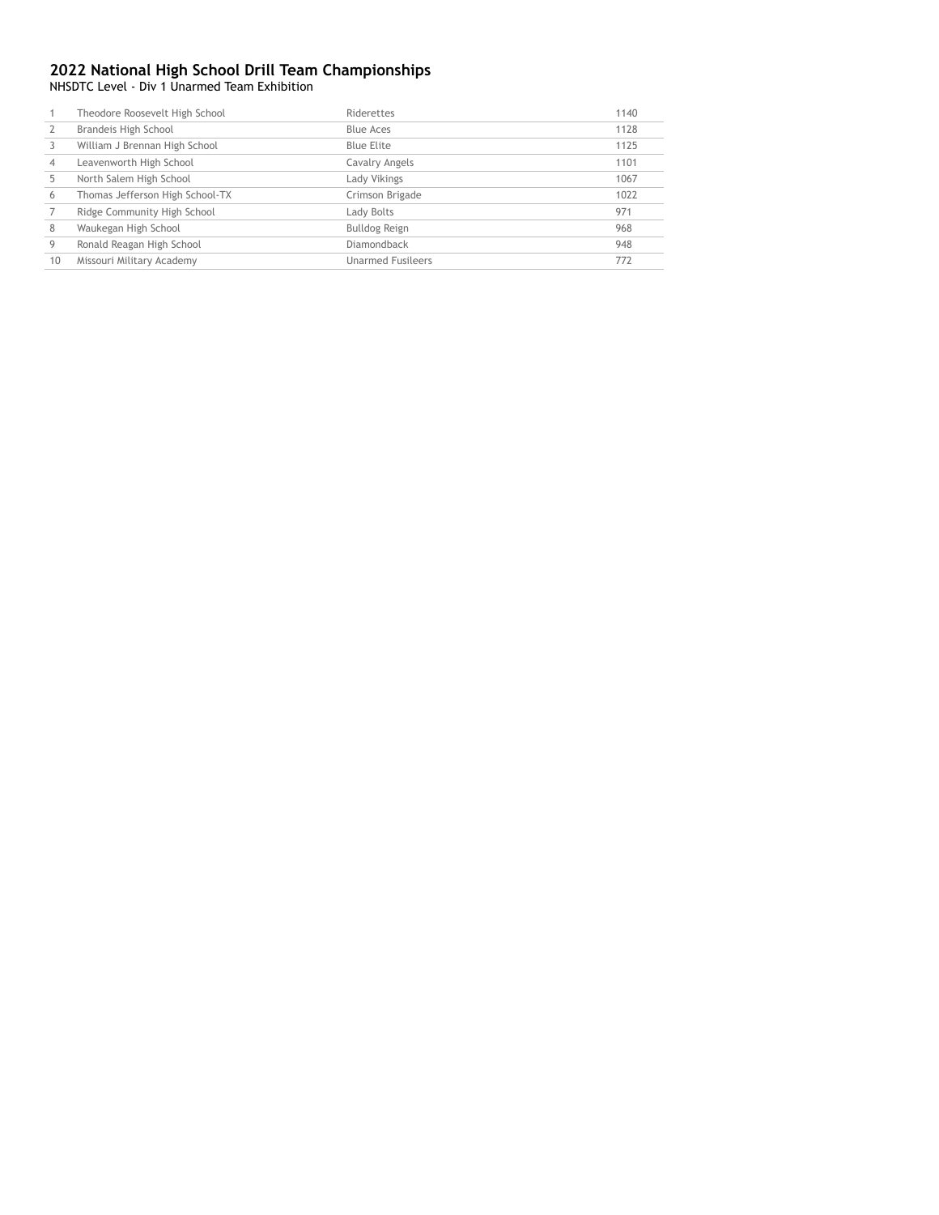## 2022 National High School Drill Team Championships

NHSDTC Level - Div 1 Unarmed Team Exhibition

| | | | |
|---|---|---|---|
| 1 | Theodore Roosevelt High School | Riderettes | 1140 |
| 2 | Brandeis High School | Blue Aces | 1128 |
| 3 | William J Brennan High School | Blue Elite | 1125 |
| 4 | Leavenworth High School | Cavalry Angels | 1101 |
| 5 | North Salem High School | Lady Vikings | 1067 |
| 6 | Thomas Jefferson High School-TX | Crimson Brigade | 1022 |
| 7 | Ridge Community High School | Lady Bolts | 971 |
| 8 | Waukegan High School | Bulldog Reign | 968 |
| 9 | Ronald Reagan High School | Diamondback | 948 |
| 10 | Missouri Military Academy | Unarmed Fusileers | 772 |